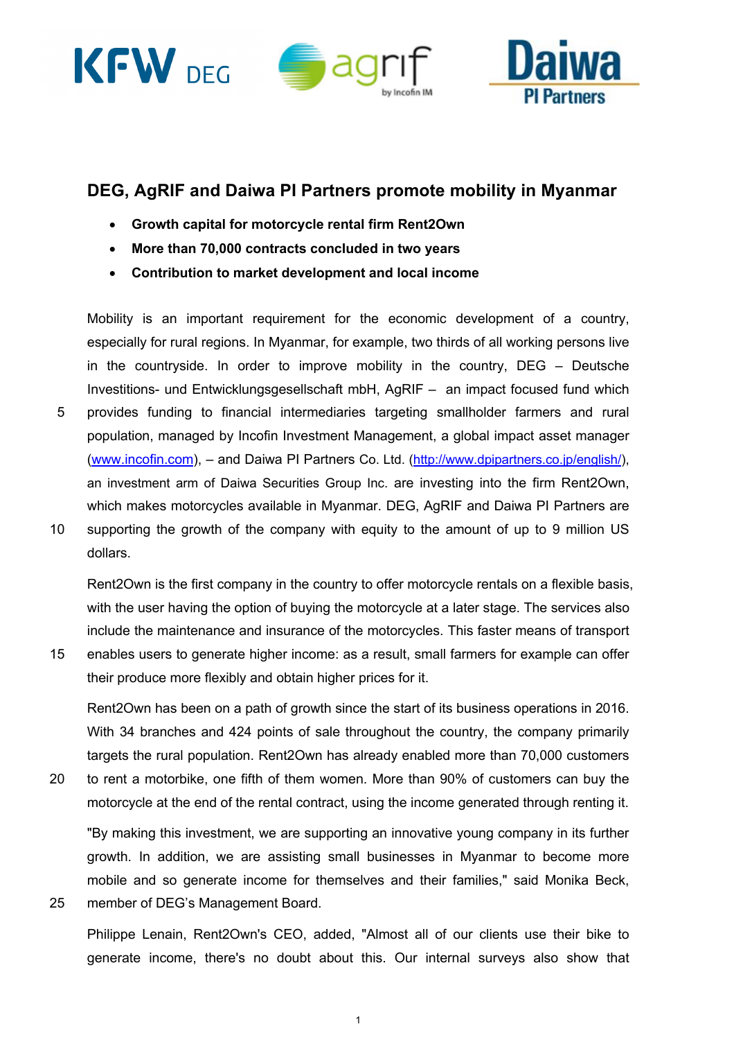# DEG, AgRIF and Daiwa PI Partners promote mobility in Myanmar

- **Growth capital for motorcycle rental firm Rent2Own**
- **More than 70,000 contracts concluded in two years**
- **Contribution to market development and local income**

Mobility is an important requirement for the economic development of a country, especially for rural regions. In Myanmar, for example, two thirds of all working persons live in the countryside. In order to improve mobility in the country, DEG – Deutsche Investitions- und Entwicklungsgesellschaft mbH, AgRIF – an impact focused fund which provides funding to financial intermediaries targeting smallholder farmers and rural population, managed by Incofin Investment Management, a global impact asset manager (www.incofin.com), – and Daiwa PI Partners Co. Ltd. (http://www.dpipartners.co.jp/english/), an investment arm of Daiwa Securities Group Inc. are investing into the firm Rent2Own, which makes motorcycles available in Myanmar. DEG, AgRIF and Daiwa PI Partners are supporting the growth of the company with equity to the amount of up to 9 million US dollars.

Rent2Own is the first company in the country to offer motorcycle rentals on a flexible basis, with the user having the option of buying the motorcycle at a later stage. The services also include the maintenance and insurance of the motorcycles. This faster means of transport enables users to generate higher income: as a result, small farmers for example can offer their produce more flexibly and obtain higher prices for it.

Rent2Own has been on a path of growth since the start of its business operations in 2016. With 34 branches and 424 points of sale throughout the country, the company primarily targets the rural population. Rent2Own has already enabled more than 70,000 customers to rent a motorbike, one fifth of them women. More than 90% of customers can buy the motorcycle at the end of the rental contract, using the income generated through renting it.

"By making this investment, we are supporting an innovative young company in its further growth. In addition, we are assisting small businesses in Myanmar to become more mobile and so generate income for themselves and their families," said Monika Beck, member of DEG's Management Board.

Philippe Lenain, Rent2Own's CEO, added, "Almost all of our clients use their bike to generate income, there's no doubt about this. Our internal surveys also show that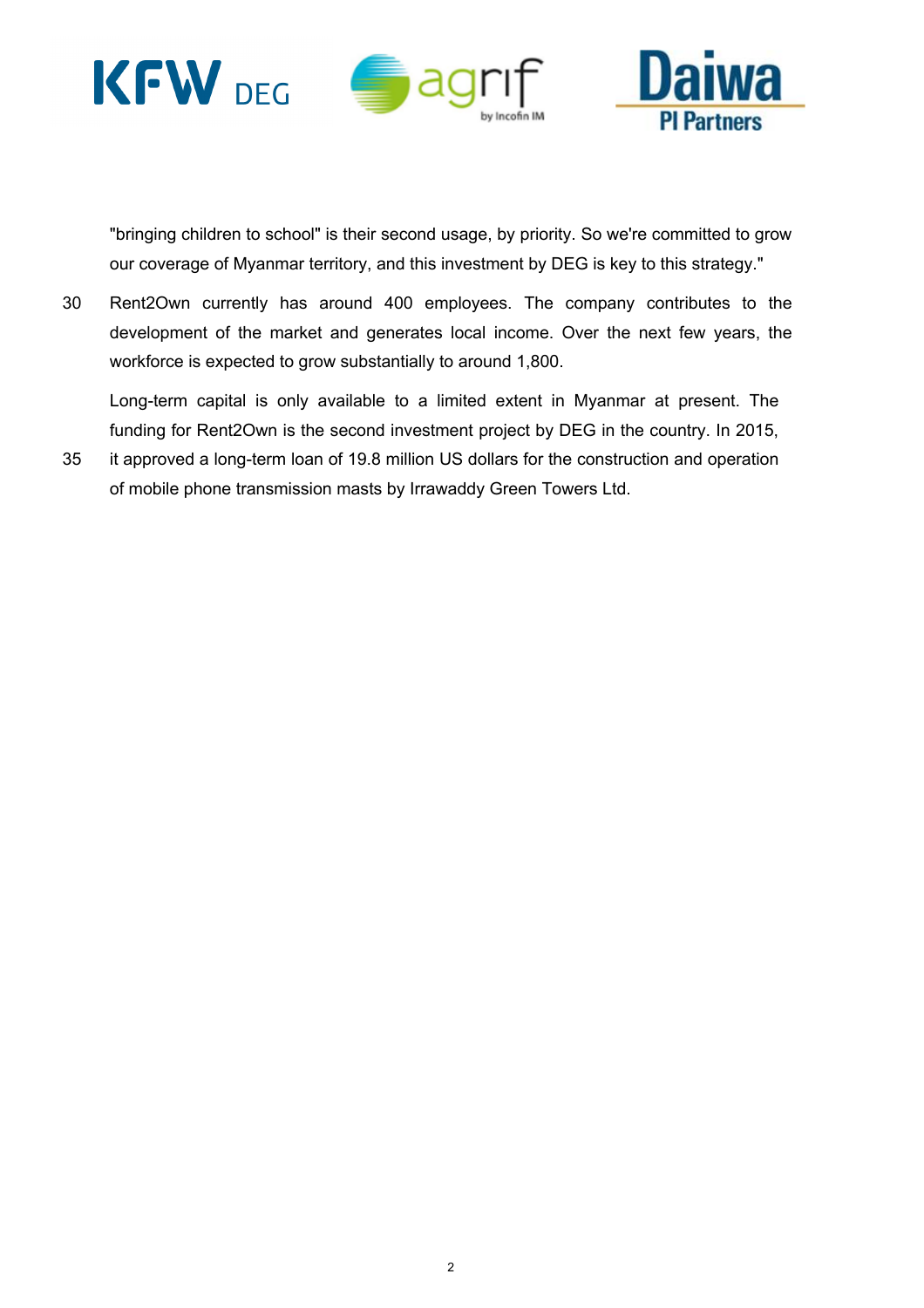"bringing children to school" is their second usage, by priority. So we're committed to grow our coverage of Myanmar territory, and this investment by DEG is key to this strategy."

Rent2Own currently has around 400 employees. The company contributes to the development of the market and generates local income. Over the next few years, the workforce is expected to grow substantially to around 1,800.

Long-term capital is only available to a limited extent in Myanmar at present. The funding for Rent2Own is the second investment project by DEG in the country. In 2015, it approved a long-term loan of 19.8 million US dollars for the construction and operation of mobile phone transmission masts by Irrawaddy Green Towers Ltd.